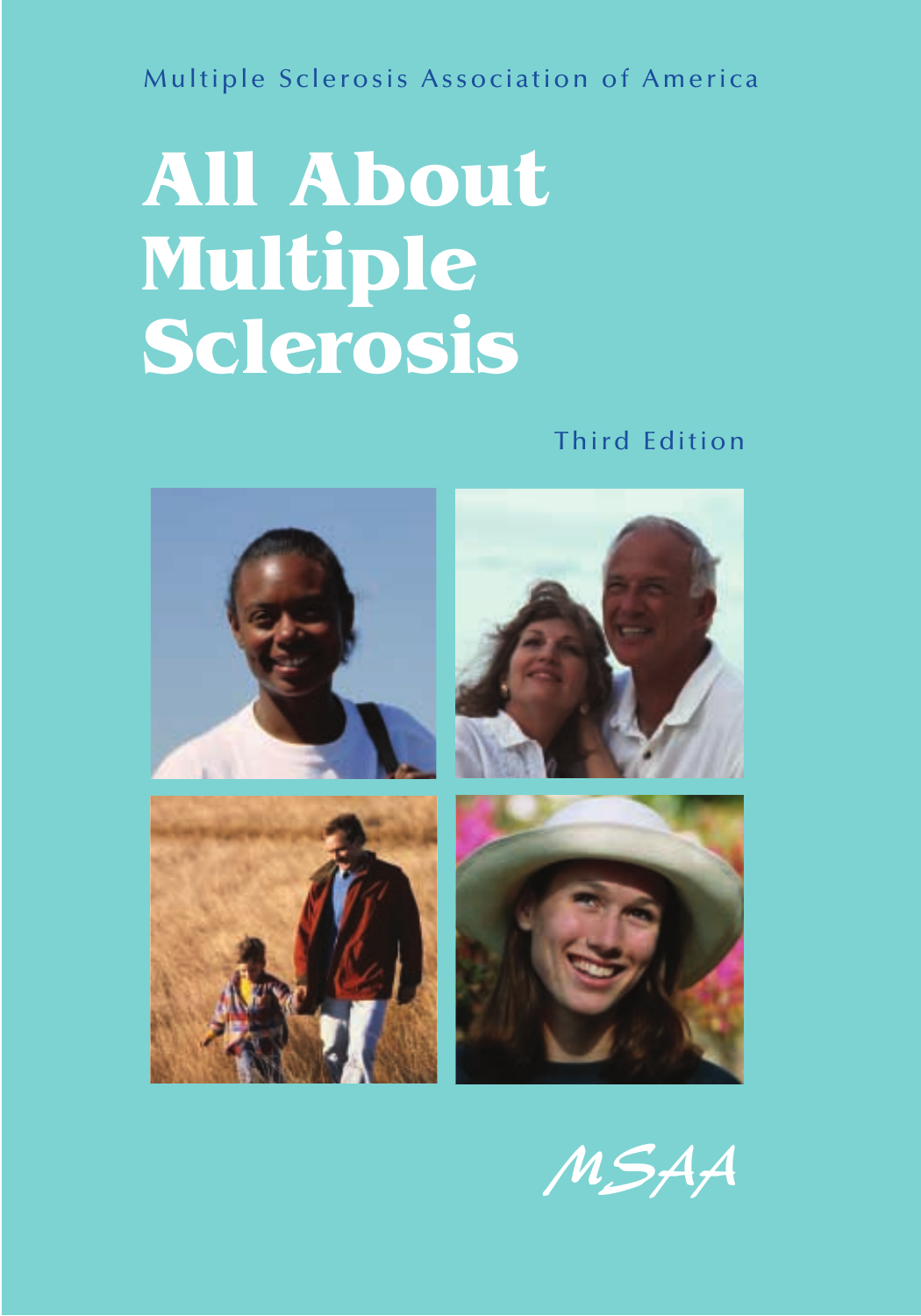Multiple Sclerosis Association of America

# All About Multiple Sclerosis

Third Edition

MSAA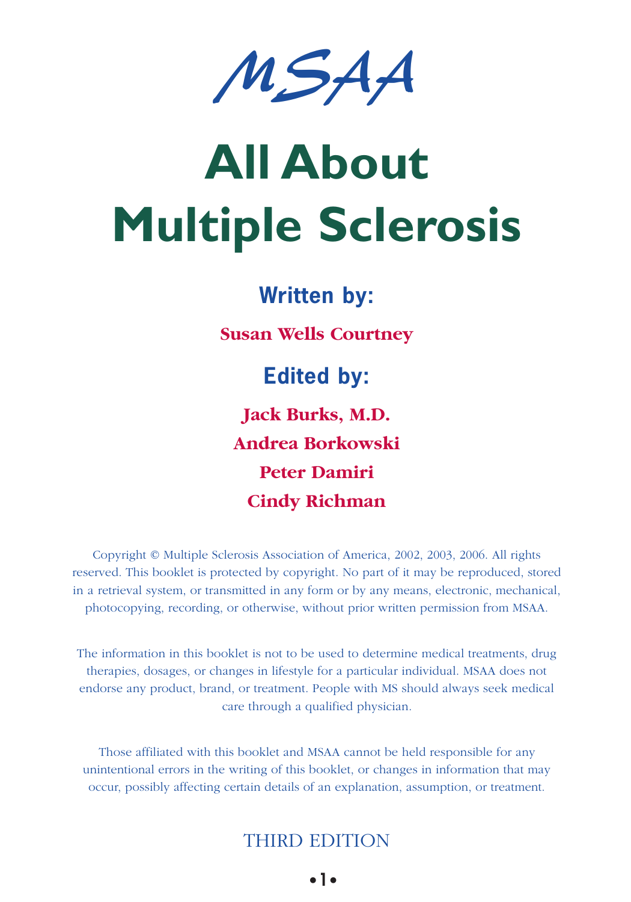MSAA

# All About Multiple Sclerosis

## Written by:

**Susan Wells Courtney**

## Edited by:

**Jack Burks, M.D.**

**Andrea Borkowski**

**Peter Damiri**

**Cindy Richman**

Copyright © Multiple Sclerosis Association of America, 2002, 2003, 2006. All rights reserved. This booklet is protected by copyright. No part of it may be reproduced, stored in a retrieval system, or transmitted in any form or by any means, electronic, mechanical, photocopying, recording, or otherwise, without prior written permission from MSAA.

The information in this booklet is not to be used to determine medical treatments, drug therapies, dosages, or changes in lifestyle for a particular individual. MSAA does not endorse any product, brand, or treatment. People with MS should always seek medical care through a qualified physician.

Those affiliated with this booklet and MSAA cannot be held responsible for any unintentional errors in the writing of this booklet, or changes in information that may occur, possibly affecting certain details of an explanation, assumption, or treatment.

THIRD EDITION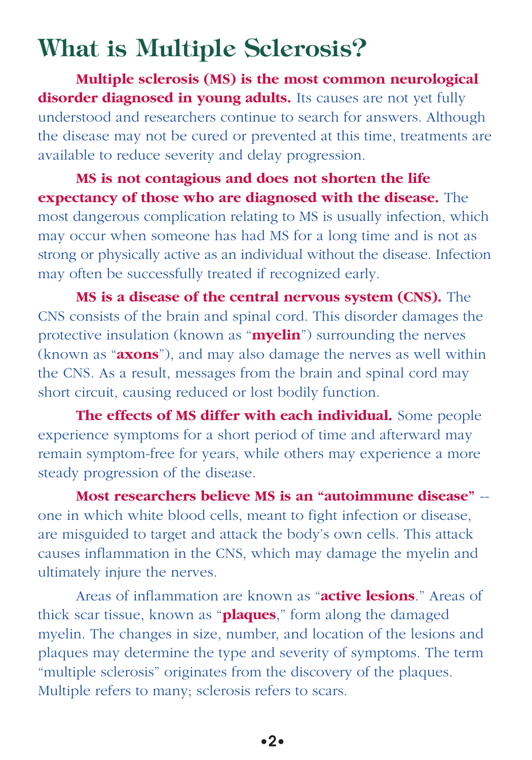# What is Multiple Sclerosis?

**Multiple sclerosis (MS) is the most common neurological disorder diagnosed in young adults.** Its causes are not yet fully understood and researchers continue to search for answers. Although the disease may not be cured or prevented at this time, treatments are available to reduce severity and delay progression.

**MS is not contagious and does not shorten the life expectancy of those who are diagnosed with the disease.** The most dangerous complication relating to MS is usually infection, which may occur when someone has had MS for a long time and is not as strong or physically active as an individual without the disease. Infection may often be successfully treated if recognized early.

**MS is a disease of the central nervous system (CNS).** The CNS consists of the brain and spinal cord. This disorder damages the protective insulation (known as "**myelin**") surrounding the nerves (known as "**axons**"), and may also damage the nerves as well within the CNS. As a result, messages from the brain and spinal cord may short circuit, causing reduced or lost bodily function.

**The effects of MS differ with each individual.** Some people experience symptoms for a short period of time and afterward may remain symptom-free for years, while others may experience a more steady progression of the disease.

**Most researchers believe MS is an "autoimmune disease"** -- one in which white blood cells, meant to fight infection or disease, are misguided to target and attack the body's own cells. This attack causes inflammation in the CNS, which may damage the myelin and ultimately injure the nerves.

Areas of inflammation are known as "**active lesions**." Areas of thick scar tissue, known as "**plaques**," form along the damaged myelin. The changes in size, number, and location of the lesions and plaques may determine the type and severity of symptoms. The term "multiple sclerosis" originates from the discovery of the plaques. Multiple refers to many; sclerosis refers to scars.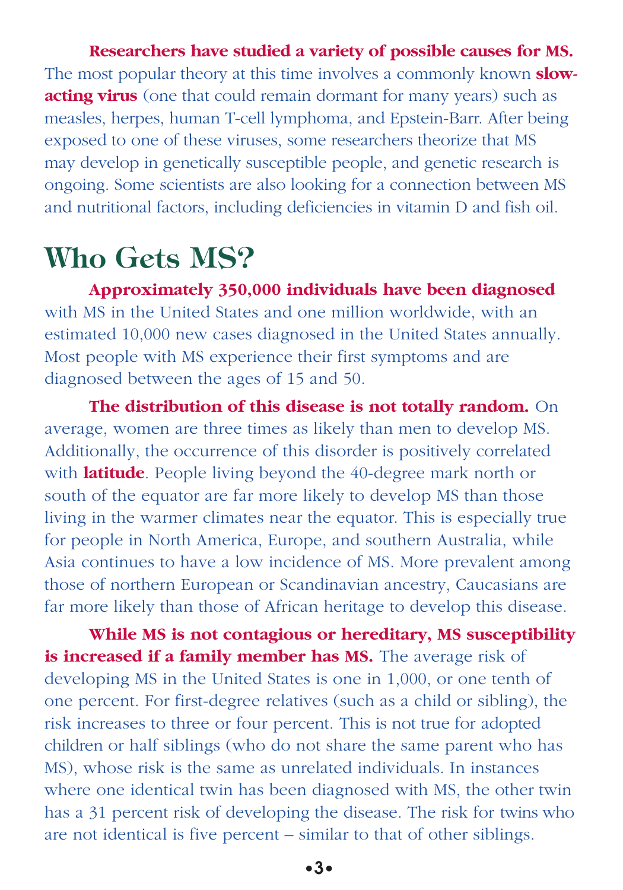**Researchers have studied a variety of possible causes for MS.** The most popular theory at this time involves a commonly known **slow-acting virus** (one that could remain dormant for many years) such as measles, herpes, human T-cell lymphoma, and Epstein-Barr. After being exposed to one of these viruses, some researchers theorize that MS may develop in genetically susceptible people, and genetic research is ongoing. Some scientists are also looking for a connection between MS and nutritional factors, including deficiencies in vitamin D and fish oil.

# Who Gets MS?

**Approximately 350,000 individuals have been diagnosed** with MS in the United States and one million worldwide, with an estimated 10,000 new cases diagnosed in the United States annually. Most people with MS experience their first symptoms and are diagnosed between the ages of 15 and 50.

**The distribution of this disease is not totally random.** On average, women are three times as likely than men to develop MS. Additionally, the occurrence of this disorder is positively correlated with **latitude**. People living beyond the 40-degree mark north or south of the equator are far more likely to develop MS than those living in the warmer climates near the equator. This is especially true for people in North America, Europe, and southern Australia, while Asia continues to have a low incidence of MS. More prevalent among those of northern European or Scandinavian ancestry, Caucasians are far more likely than those of African heritage to develop this disease.

**While MS is not contagious or hereditary, MS susceptibility is increased if a family member has MS.** The average risk of developing MS in the United States is one in 1,000, or one tenth of one percent. For first-degree relatives (such as a child or sibling), the risk increases to three or four percent. This is not true for adopted children or half siblings (who do not share the same parent who has MS), whose risk is the same as unrelated individuals. In instances where one identical twin has been diagnosed with MS, the other twin has a 31 percent risk of developing the disease. The risk for twins who are not identical is five percent – similar to that of other siblings.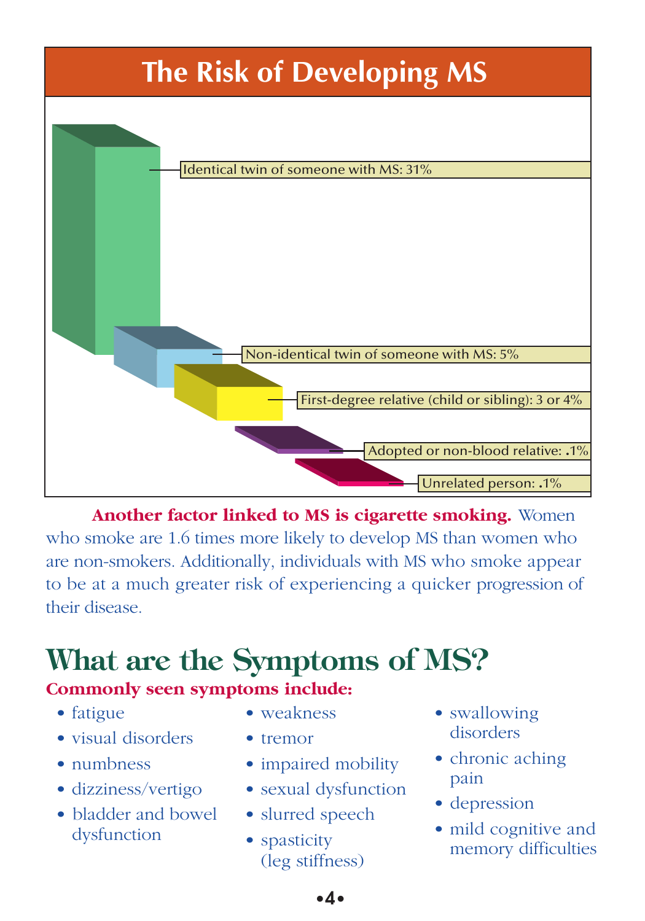## The Risk of Developing MS

- Identical twin of someone with MS: 31%
- Non-identical twin of someone with MS: 5%
- First-degree relative (child or sibling): 3 or 4%
- Adopted or non-blood relative: .1%
- Unrelated person: .1%

**Another factor linked to MS is cigarette smoking.** Women who smoke are 1.6 times more likely to develop MS than women who are non-smokers. Additionally, individuals with MS who smoke appear to be at a much greater risk of experiencing a quicker progression of their disease.

# What are the Symptoms of MS?

**Commonly seen symptoms include:**

- fatigue
- visual disorders
- numbness
- dizziness/vertigo
- bladder and bowel dysfunction
- weakness
- tremor
- impaired mobility
- sexual dysfunction
- slurred speech
- spasticity (leg stiffness)
- swallowing disorders
- chronic aching pain
- depression
- mild cognitive and memory difficulties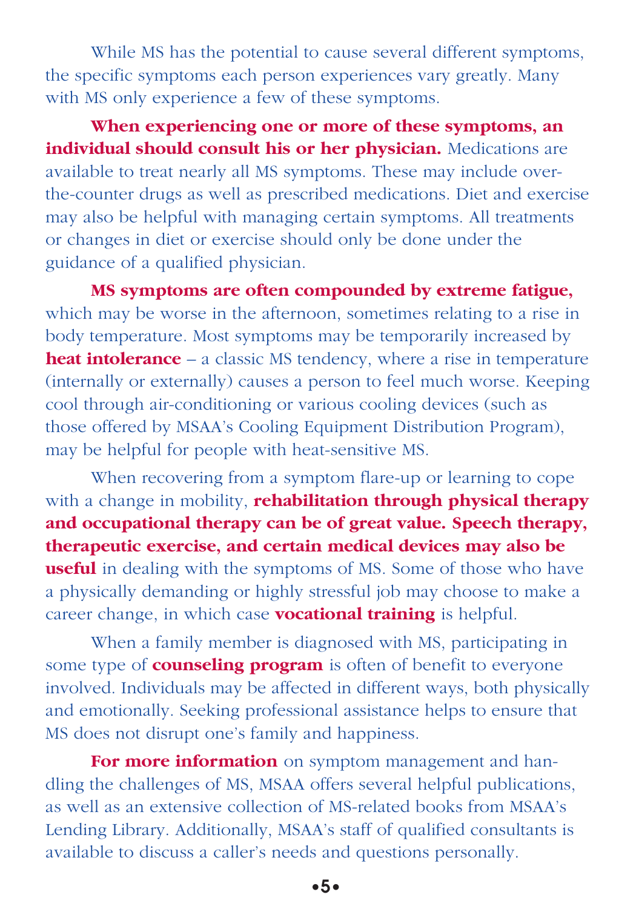While MS has the potential to cause several different symptoms, the specific symptoms each person experiences vary greatly. Many with MS only experience a few of these symptoms.

**When experiencing one or more of these symptoms, an individual should consult his or her physician.** Medications are available to treat nearly all MS symptoms. These may include over-the-counter drugs as well as prescribed medications. Diet and exercise may also be helpful with managing certain symptoms. All treatments or changes in diet or exercise should only be done under the guidance of a qualified physician.

**MS symptoms are often compounded by extreme fatigue,** which may be worse in the afternoon, sometimes relating to a rise in body temperature. Most symptoms may be temporarily increased by **heat intolerance** – a classic MS tendency, where a rise in temperature (internally or externally) causes a person to feel much worse. Keeping cool through air-conditioning or various cooling devices (such as those offered by MSAA's Cooling Equipment Distribution Program), may be helpful for people with heat-sensitive MS.

When recovering from a symptom flare-up or learning to cope with a change in mobility, **rehabilitation through physical therapy and occupational therapy can be of great value. Speech therapy, therapeutic exercise, and certain medical devices may also be useful** in dealing with the symptoms of MS. Some of those who have a physically demanding or highly stressful job may choose to make a career change, in which case **vocational training** is helpful.

When a family member is diagnosed with MS, participating in some type of **counseling program** is often of benefit to everyone involved. Individuals may be affected in different ways, both physically and emotionally. Seeking professional assistance helps to ensure that MS does not disrupt one's family and happiness.

**For more information** on symptom management and handling the challenges of MS, MSAA offers several helpful publications, as well as an extensive collection of MS-related books from MSAA's Lending Library. Additionally, MSAA's staff of qualified consultants is available to discuss a caller's needs and questions personally.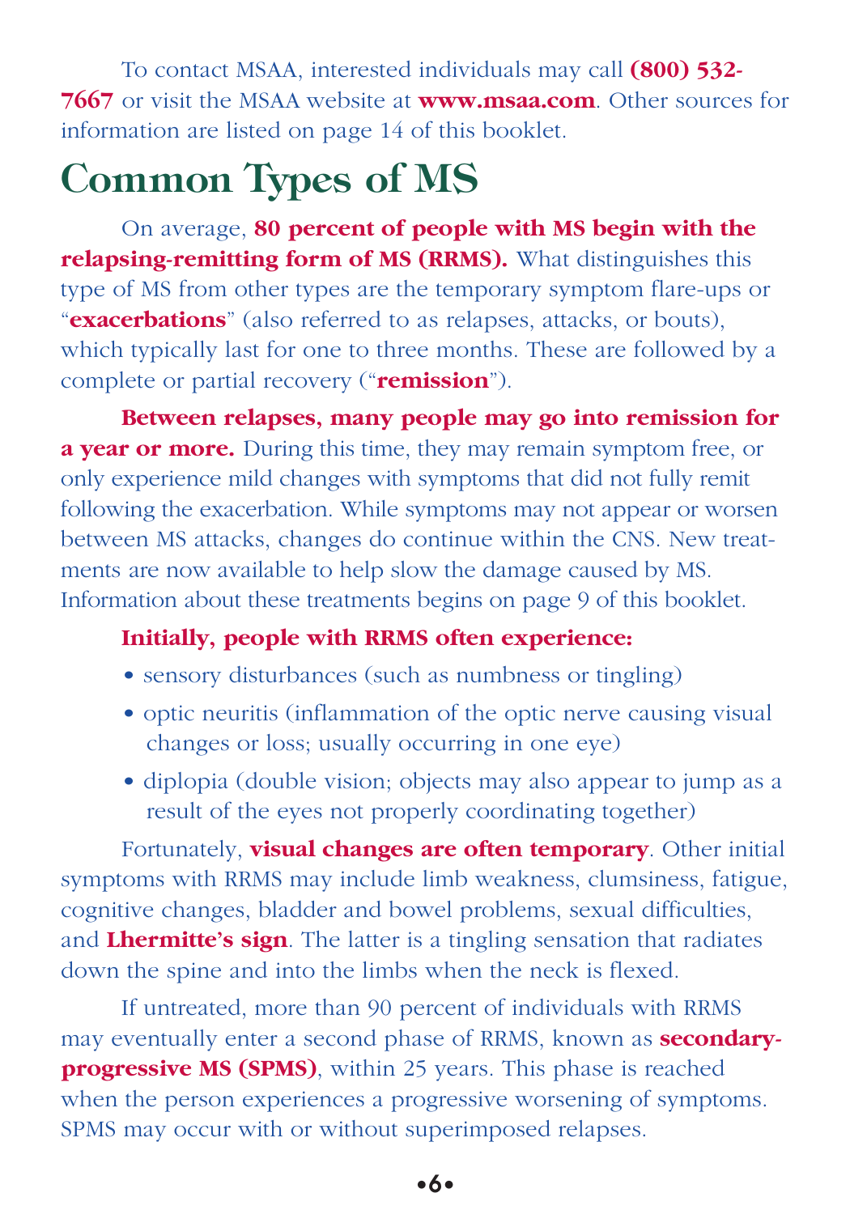To contact MSAA, interested individuals may call **(800) 532-7667** or visit the MSAA website at **www.msaa.com**. Other sources for information are listed on page 14 of this booklet.

# Common Types of MS

On average, **80 percent of people with MS begin with the relapsing-remitting form of MS (RRMS).** What distinguishes this type of MS from other types are the temporary symptom flare-ups or "**exacerbations**" (also referred to as relapses, attacks, or bouts), which typically last for one to three months. These are followed by a complete or partial recovery ("**remission**").

**Between relapses, many people may go into remission for a year or more.** During this time, they may remain symptom free, or only experience mild changes with symptoms that did not fully remit following the exacerbation. While symptoms may not appear or worsen between MS attacks, changes do continue within the CNS. New treatments are now available to help slow the damage caused by MS. Information about these treatments begins on page 9 of this booklet.

**Initially, people with RRMS often experience:**

- sensory disturbances (such as numbness or tingling)
- optic neuritis (inflammation of the optic nerve causing visual changes or loss; usually occurring in one eye)
- diplopia (double vision; objects may also appear to jump as a result of the eyes not properly coordinating together)

Fortunately, **visual changes are often temporary**. Other initial symptoms with RRMS may include limb weakness, clumsiness, fatigue, cognitive changes, bladder and bowel problems, sexual difficulties, and **Lhermitte's sign**. The latter is a tingling sensation that radiates down the spine and into the limbs when the neck is flexed.

If untreated, more than 90 percent of individuals with RRMS may eventually enter a second phase of RRMS, known as **secondary-progressive MS (SPMS)**, within 25 years. This phase is reached when the person experiences a progressive worsening of symptoms. SPMS may occur with or without superimposed relapses.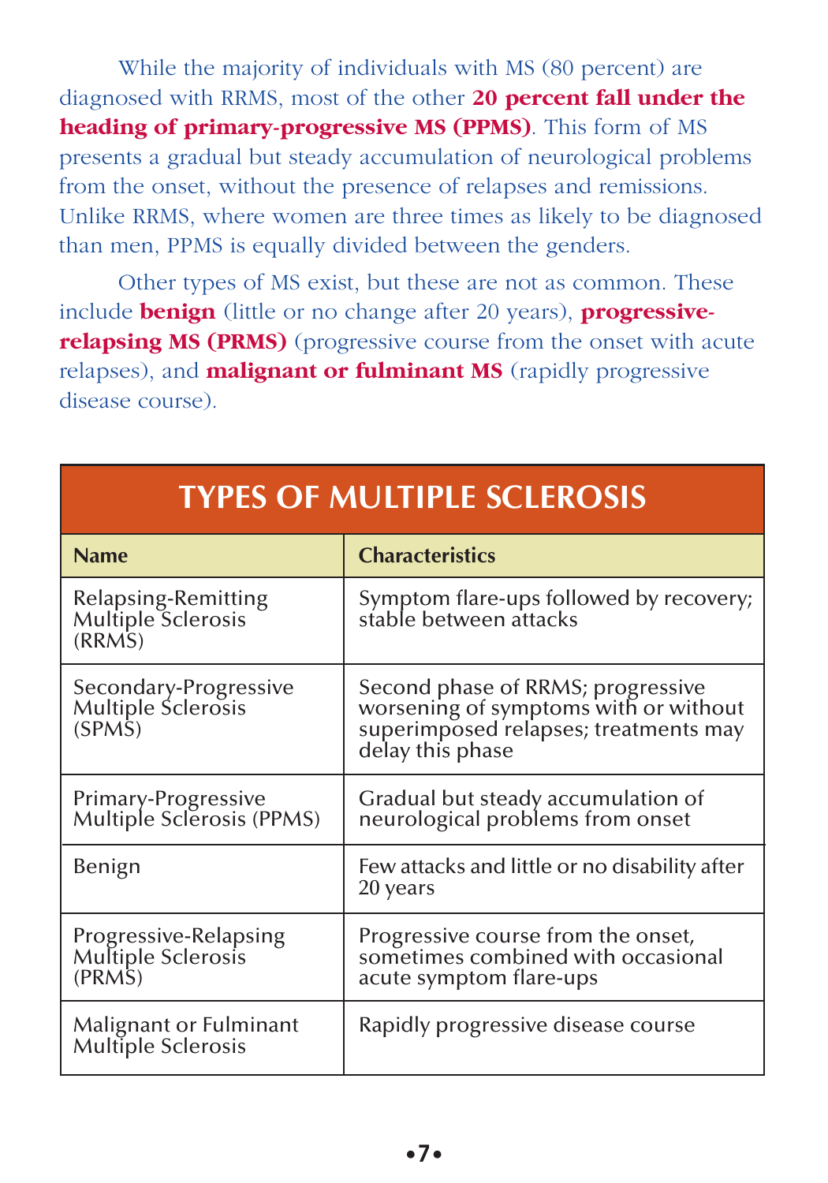While the majority of individuals with MS (80 percent) are diagnosed with RRMS, most of the other **20 percent fall under the heading of primary-progressive MS (PPMS)**. This form of MS presents a gradual but steady accumulation of neurological problems from the onset, without the presence of relapses and remissions. Unlike RRMS, where women are three times as likely to be diagnosed than men, PPMS is equally divided between the genders.

Other types of MS exist, but these are not as common. These include **benign** (little or no change after 20 years), **progressive-relapsing MS (PRMS)** (progressive course from the onset with acute relapses), and **malignant or fulminant MS** (rapidly progressive disease course).

## TYPES OF MULTIPLE SCLEROSIS

| Name | Characteristics |
|---|---|
| Relapsing-Remitting Multiple Sclerosis (RRMS) | Symptom flare-ups followed by recovery; stable between attacks |
| Secondary-Progressive Multiple Sclerosis (SPMS) | Second phase of RRMS; progressive worsening of symptoms with or without superimposed relapses; treatments may delay this phase |
| Primary-Progressive Multiple Sclerosis (PPMS) | Gradual but steady accumulation of neurological problems from onset |
| Benign | Few attacks and little or no disability after 20 years |
| Progressive-Relapsing Multiple Sclerosis (PRMS) | Progressive course from the onset, sometimes combined with occasional acute symptom flare-ups |
| Malignant or Fulminant Multiple Sclerosis | Rapidly progressive disease course |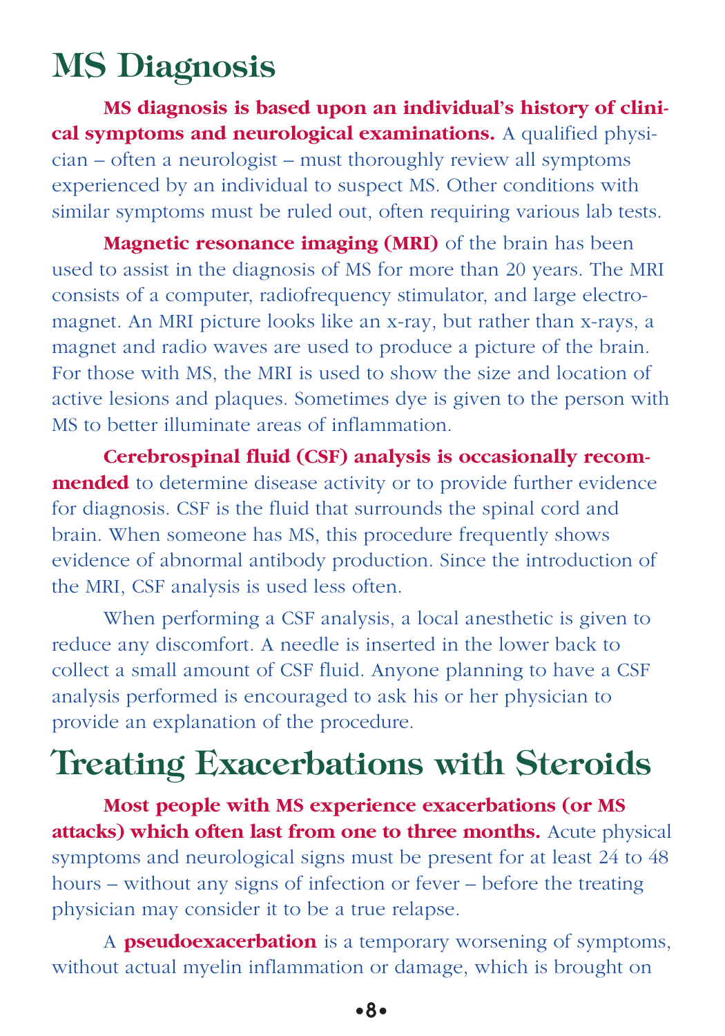# MS Diagnosis

**MS diagnosis is based upon an individual's history of clinical symptoms and neurological examinations.** A qualified physician – often a neurologist – must thoroughly review all symptoms experienced by an individual to suspect MS. Other conditions with similar symptoms must be ruled out, often requiring various lab tests.

**Magnetic resonance imaging (MRI)** of the brain has been used to assist in the diagnosis of MS for more than 20 years. The MRI consists of a computer, radiofrequency stimulator, and large electromagnet. An MRI picture looks like an x-ray, but rather than x-rays, a magnet and radio waves are used to produce a picture of the brain. For those with MS, the MRI is used to show the size and location of active lesions and plaques. Sometimes dye is given to the person with MS to better illuminate areas of inflammation.

**Cerebrospinal fluid (CSF) analysis is occasionally recommended** to determine disease activity or to provide further evidence for diagnosis. CSF is the fluid that surrounds the spinal cord and brain. When someone has MS, this procedure frequently shows evidence of abnormal antibody production. Since the introduction of the MRI, CSF analysis is used less often.

When performing a CSF analysis, a local anesthetic is given to reduce any discomfort. A needle is inserted in the lower back to collect a small amount of CSF fluid. Anyone planning to have a CSF analysis performed is encouraged to ask his or her physician to provide an explanation of the procedure.

# Treating Exacerbations with Steroids

**Most people with MS experience exacerbations (or MS attacks) which often last from one to three months.** Acute physical symptoms and neurological signs must be present for at least 24 to 48 hours – without any signs of infection or fever – before the treating physician may consider it to be a true relapse.

A **pseudoexacerbation** is a temporary worsening of symptoms, without actual myelin inflammation or damage, which is brought on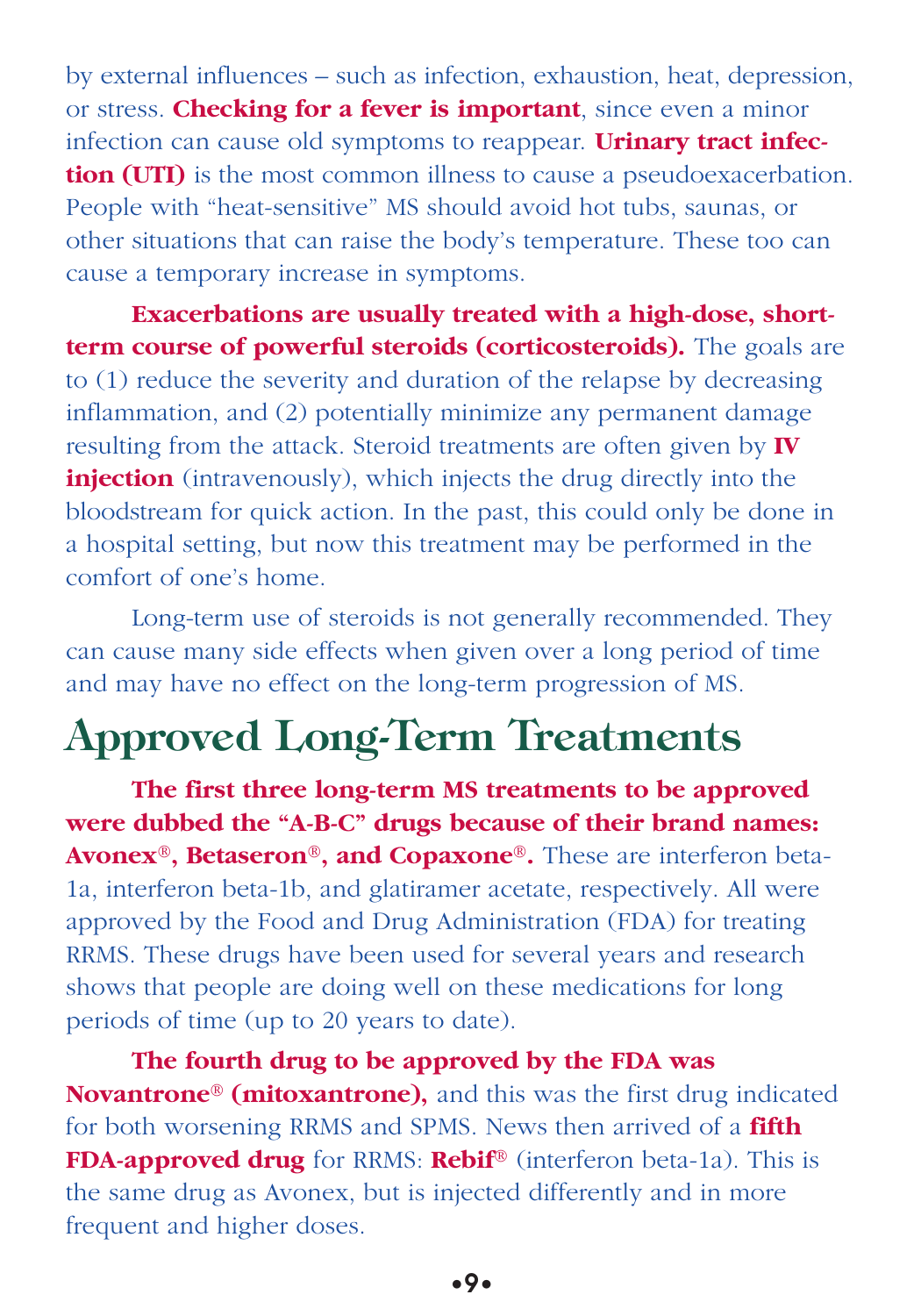by external influences – such as infection, exhaustion, heat, depression, or stress. **Checking for a fever is important**, since even a minor infection can cause old symptoms to reappear. **Urinary tract infection (UTI)** is the most common illness to cause a pseudoexacerbation. People with "heat-sensitive" MS should avoid hot tubs, saunas, or other situations that can raise the body's temperature. These too can cause a temporary increase in symptoms.

**Exacerbations are usually treated with a high-dose, short-term course of powerful steroids (corticosteroids).** The goals are to (1) reduce the severity and duration of the relapse by decreasing inflammation, and (2) potentially minimize any permanent damage resulting from the attack. Steroid treatments are often given by **IV injection** (intravenously), which injects the drug directly into the bloodstream for quick action. In the past, this could only be done in a hospital setting, but now this treatment may be performed in the comfort of one's home.

Long-term use of steroids is not generally recommended. They can cause many side effects when given over a long period of time and may have no effect on the long-term progression of MS.

## Approved Long-Term Treatments

**The first three long-term MS treatments to be approved were dubbed the "A-B-C" drugs because of their brand names: Avonex®, Betaseron®, and Copaxone®.** These are interferon beta-1a, interferon beta-1b, and glatiramer acetate, respectively. All were approved by the Food and Drug Administration (FDA) for treating RRMS. These drugs have been used for several years and research shows that people are doing well on these medications for long periods of time (up to 20 years to date).

**The fourth drug to be approved by the FDA was Novantrone® (mitoxantrone),** and this was the first drug indicated for both worsening RRMS and SPMS. News then arrived of a **fifth FDA-approved drug** for RRMS: **Rebif®** (interferon beta-1a). This is the same drug as Avonex, but is injected differently and in more frequent and higher doses.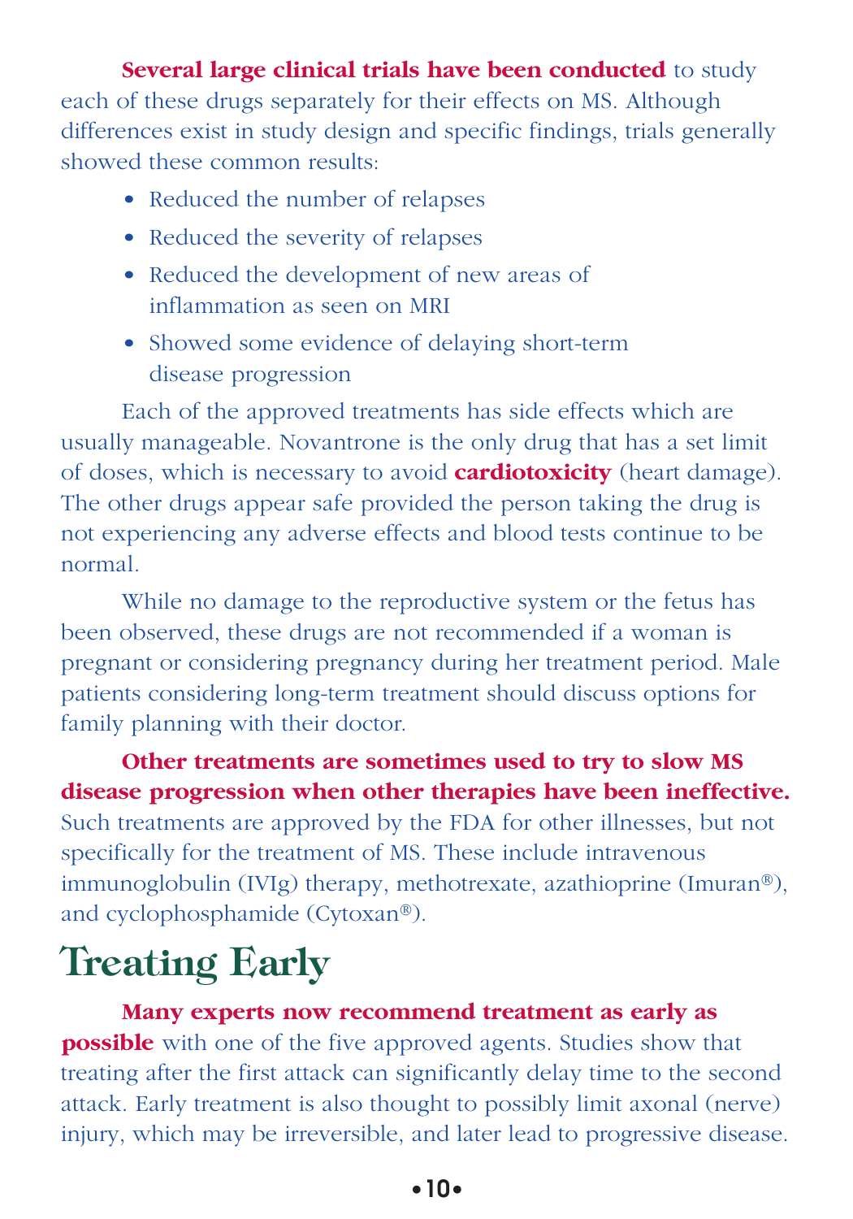**Several large clinical trials have been conducted** to study each of these drugs separately for their effects on MS. Although differences exist in study design and specific findings, trials generally showed these common results:

- Reduced the number of relapses
- Reduced the severity of relapses
- Reduced the development of new areas of inflammation as seen on MRI
- Showed some evidence of delaying short-term disease progression

Each of the approved treatments has side effects which are usually manageable. Novantrone is the only drug that has a set limit of doses, which is necessary to avoid **cardiotoxicity** (heart damage). The other drugs appear safe provided the person taking the drug is not experiencing any adverse effects and blood tests continue to be normal.

While no damage to the reproductive system or the fetus has been observed, these drugs are not recommended if a woman is pregnant or considering pregnancy during her treatment period. Male patients considering long-term treatment should discuss options for family planning with their doctor.

**Other treatments are sometimes used to try to slow MS disease progression when other therapies have been ineffective.** Such treatments are approved by the FDA for other illnesses, but not specifically for the treatment of MS. These include intravenous immunoglobulin (IVIg) therapy, methotrexate, azathioprine (Imuran®), and cyclophosphamide (Cytoxan®).

# Treating Early

**Many experts now recommend treatment as early as possible** with one of the five approved agents. Studies show that treating after the first attack can significantly delay time to the second attack. Early treatment is also thought to possibly limit axonal (nerve) injury, which may be irreversible, and later lead to progressive disease.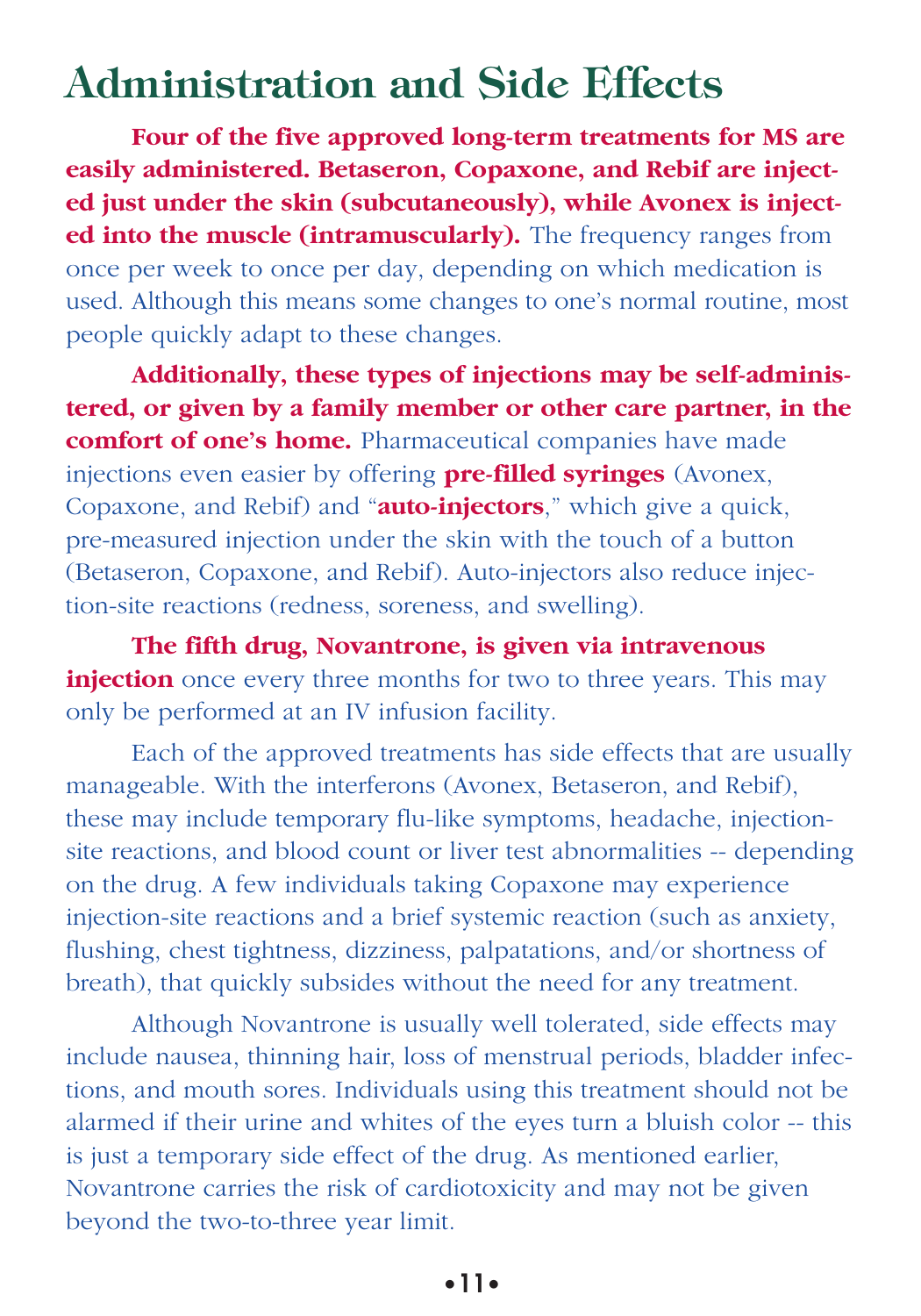# Administration and Side Effects

**Four of the five approved long-term treatments for MS are easily administered. Betaseron, Copaxone, and Rebif are injected just under the skin (subcutaneously), while Avonex is injected into the muscle (intramuscularly).** The frequency ranges from once per week to once per day, depending on which medication is used. Although this means some changes to one's normal routine, most people quickly adapt to these changes.

**Additionally, these types of injections may be self-administered, or given by a family member or other care partner, in the comfort of one's home.** Pharmaceutical companies have made injections even easier by offering **pre-filled syringes** (Avonex, Copaxone, and Rebif) and "**auto-injectors**," which give a quick, pre-measured injection under the skin with the touch of a button (Betaseron, Copaxone, and Rebif). Auto-injectors also reduce injection-site reactions (redness, soreness, and swelling).

**The fifth drug, Novantrone, is given via intravenous injection** once every three months for two to three years. This may only be performed at an IV infusion facility.

Each of the approved treatments has side effects that are usually manageable. With the interferons (Avonex, Betaseron, and Rebif), these may include temporary flu-like symptoms, headache, injection-site reactions, and blood count or liver test abnormalities -- depending on the drug. A few individuals taking Copaxone may experience injection-site reactions and a brief systemic reaction (such as anxiety, flushing, chest tightness, dizziness, palpatations, and/or shortness of breath), that quickly subsides without the need for any treatment.

Although Novantrone is usually well tolerated, side effects may include nausea, thinning hair, loss of menstrual periods, bladder infections, and mouth sores. Individuals using this treatment should not be alarmed if their urine and whites of the eyes turn a bluish color -- this is just a temporary side effect of the drug. As mentioned earlier, Novantrone carries the risk of cardiotoxicity and may not be given beyond the two-to-three year limit.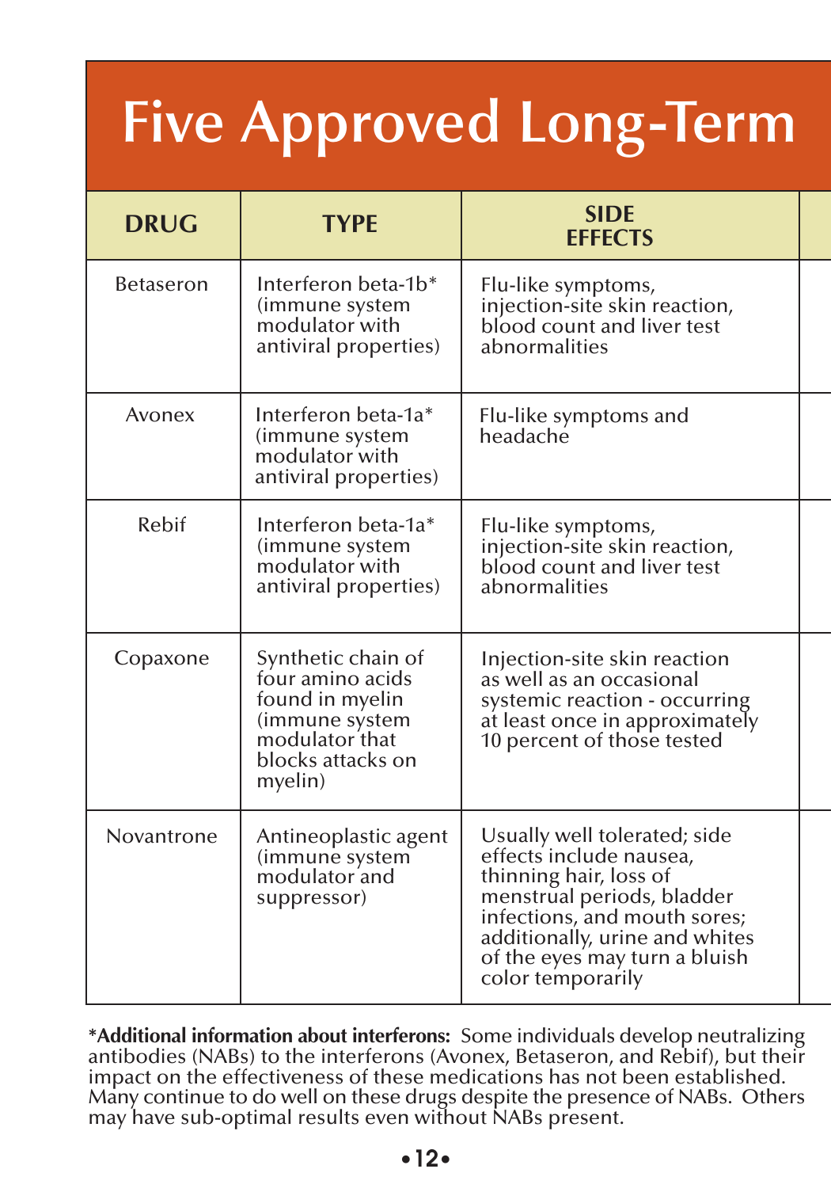# Five Approved Long-Term

| DRUG | TYPE | SIDE EFFECTS |
|---|---|---|
| Betaseron | Interferon beta-1b* (immune system modulator with antiviral properties) | Flu-like symptoms, injection-site skin reaction, blood count and liver test abnormalities |
| Avonex | Interferon beta-1a* (immune system modulator with antiviral properties) | Flu-like symptoms and headache |
| Rebif | Interferon beta-1a* (immune system modulator with antiviral properties) | Flu-like symptoms, injection-site skin reaction, blood count and liver test abnormalities |
| Copaxone | Synthetic chain of four amino acids found in myelin (immune system modulator that blocks attacks on myelin) | Injection-site skin reaction as well as an occasional systemic reaction - occurring at least once in approximately 10 percent of those tested |
| Novantrone | Antineoplastic agent (immune system modulator and suppressor) | Usually well tolerated; side effects include nausea, thinning hair, loss of menstrual periods, bladder infections, and mouth sores; additionally, urine and whites of the eyes may turn a bluish color temporarily |

***Additional information about interferons:** Some individuals develop neutralizing antibodies (NABs) to the interferons (Avonex, Betaseron, and Rebif), but their impact on the effectiveness of these medications has not been established. Many continue to do well on these drugs despite the presence of NABs. Others may have sub-optimal results even without NABs present.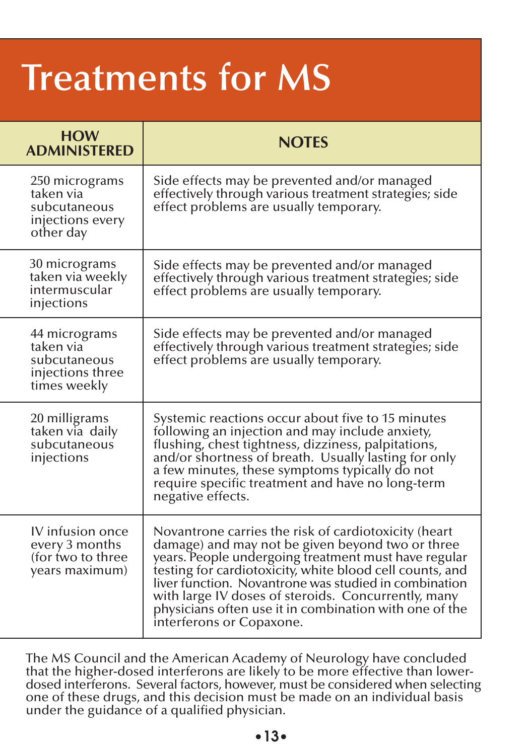# Treatments for MS

| HOW ADMINISTERED | NOTES |
|---|---|
| 250 micrograms taken via subcutaneous injections every other day | Side effects may be prevented and/or managed effectively through various treatment strategies; side effect problems are usually temporary. |
| 30 micrograms taken via weekly intermuscular injections | Side effects may be prevented and/or managed effectively through various treatment strategies; side effect problems are usually temporary. |
| 44 micrograms taken via subcutaneous injections three times weekly | Side effects may be prevented and/or managed effectively through various treatment strategies; side effect problems are usually temporary. |
| 20 milligrams taken via daily subcutaneous injections | Systemic reactions occur about five to 15 minutes following an injection and may include anxiety, flushing, chest tightness, dizziness, palpitations, and/or shortness of breath. Usually lasting for only a few minutes, these symptoms typically do not require specific treatment and have no long-term negative effects. |
| IV infusion once every 3 months (for two to three years maximum) | Novantrone carries the risk of cardiotoxicity (heart damage) and may not be given beyond two or three years. People undergoing treatment must have regular testing for cardiotoxicity, white blood cell counts, and liver function. Novantrone was studied in combination with large IV doses of steroids. Concurrently, many physicians often use it in combination with one of the interferons or Copaxone. |

The MS Council and the American Academy of Neurology have concluded that the higher-dosed interferons are likely to be more effective than lower-dosed interferons. Several factors, however, must be considered when selecting one of these drugs, and this decision must be made on an individual basis under the guidance of a qualified physician.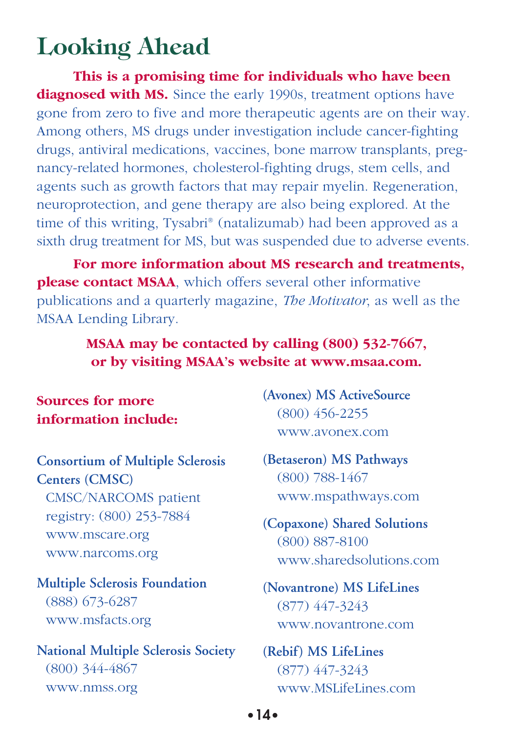# Looking Ahead

**This is a promising time for individuals who have been diagnosed with MS.** Since the early 1990s, treatment options have gone from zero to five and more therapeutic agents are on their way. Among others, MS drugs under investigation include cancer-fighting drugs, antiviral medications, vaccines, bone marrow transplants, pregnancy-related hormones, cholesterol-fighting drugs, stem cells, and agents such as growth factors that may repair myelin. Regeneration, neuroprotection, and gene therapy are also being explored. At the time of this writing, Tysabri® (natalizumab) had been approved as a sixth drug treatment for MS, but was suspended due to adverse events.

**For more information about MS research and treatments, please contact MSAA**, which offers several other informative publications and a quarterly magazine, *The Motivator*, as well as the MSAA Lending Library.

**MSAA may be contacted by calling (800) 532-7667, or by visiting MSAA's website at www.msaa.com.**

**Sources for more information include:**

**Consortium of Multiple Sclerosis Centers (CMSC)**
CMSC/NARCOMS patient registry: (800) 253-7884
www.mscare.org
www.narcoms.org

**Multiple Sclerosis Foundation**
(888) 673-6287
www.msfacts.org

**National Multiple Sclerosis Society**
(800) 344-4867
www.nmss.org

**(Avonex) MS ActiveSource**
(800) 456-2255
www.avonex.com

**(Betaseron) MS Pathways**
(800) 788-1467
www.mspathways.com

**(Copaxone) Shared Solutions**
(800) 887-8100
www.sharedsolutions.com

**(Novantrone) MS LifeLines**
(877) 447-3243
www.novantrone.com

**(Rebif) MS LifeLines**
(877) 447-3243
www.MSLifeLines.com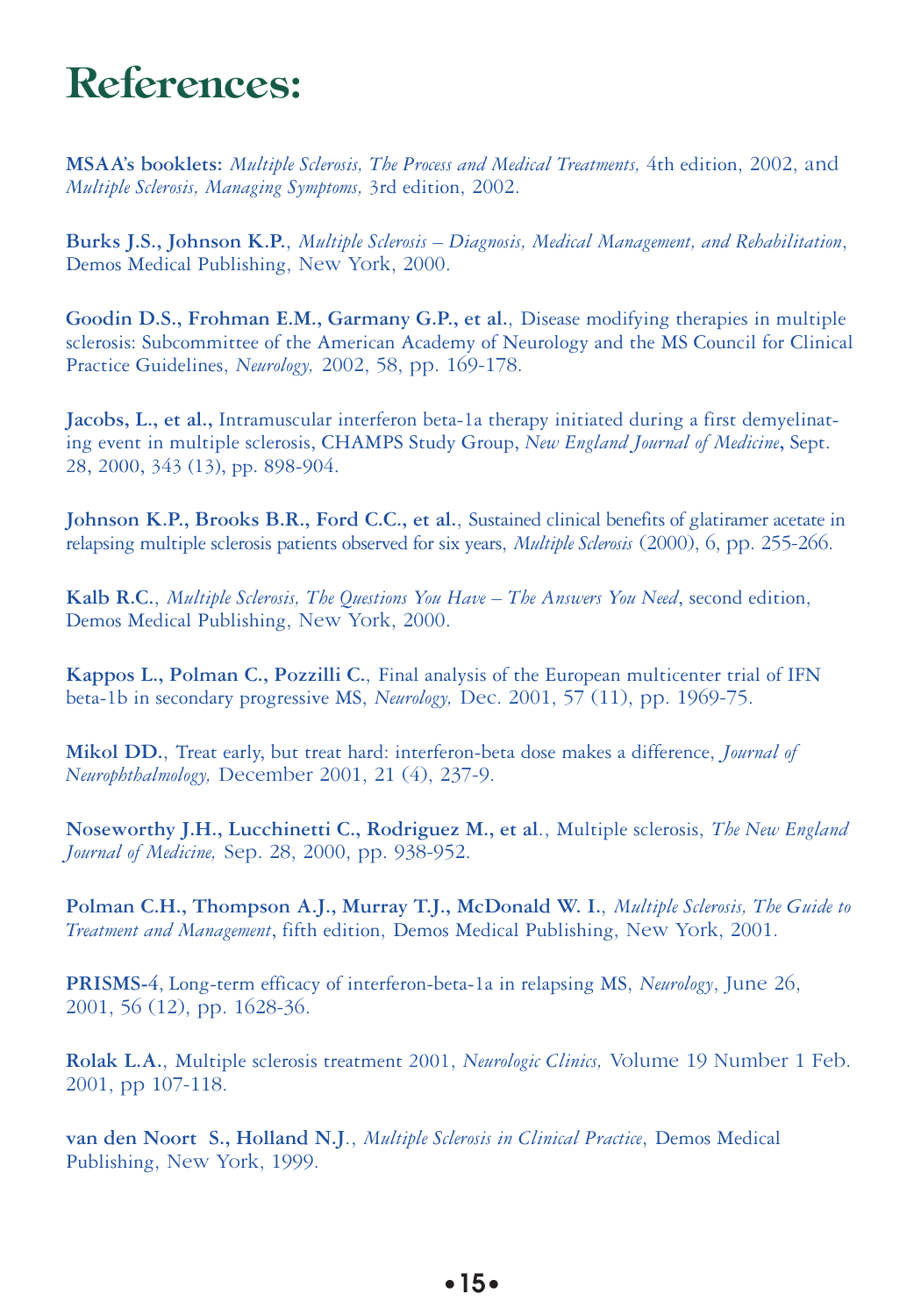# References:

**MSAA's booklets:** *Multiple Sclerosis, The Process and Medical Treatments,* 4th edition, 2002, and *Multiple Sclerosis, Managing Symptoms,* 3rd edition, 2002.

**Burks J.S., Johnson K.P.**, *Multiple Sclerosis – Diagnosis, Medical Management, and Rehabilitation*, Demos Medical Publishing, New York, 2000.

**Goodin D.S., Frohman E.M., Garmany G.P., et al.**, Disease modifying therapies in multiple sclerosis: Subcommittee of the American Academy of Neurology and the MS Council for Clinical Practice Guidelines, *Neurology,* 2002, 58, pp. 169-178.

**Jacobs, L., et al.,** Intramuscular interferon beta-1a therapy initiated during a first demyelinating event in multiple sclerosis, CHAMPS Study Group, *New England Journal of Medicine***,** Sept. 28, 2000, 343 (13), pp. 898-904.

**Johnson K.P., Brooks B.R., Ford C.C., et al.**, Sustained clinical benefits of glatiramer acetate in relapsing multiple sclerosis patients observed for six years, *Multiple Sclerosis* (2000), 6, pp. 255-266.

**Kalb R.C.**, *Multiple Sclerosis, The Questions You Have – The Answers You Need*, second edition, Demos Medical Publishing, New York, 2000.

**Kappos L., Polman C., Pozzilli C.**, Final analysis of the European multicenter trial of IFN beta-1b in secondary progressive MS, *Neurology,* Dec. 2001, 57 (11), pp. 1969-75.

**Mikol DD.**, Treat early, but treat hard: interferon-beta dose makes a difference, *Journal of Neurophthalmology,* December 2001, 21 (4), 237-9.

**Noseworthy J.H., Lucchinetti C., Rodriguez M., et al**., Multiple sclerosis, *The New England Journal of Medicine,* Sep. 28, 2000, pp. 938-952.

**Polman C.H., Thompson A.J., Murray T.J., McDonald W. I.**, *Multiple Sclerosis, The Guide to Treatment and Management*, fifth edition, Demos Medical Publishing, New York, 2001.

**PRISMS-4**, Long-term efficacy of interferon-beta-1a in relapsing MS, *Neurology*, June 26, 2001, 56 (12), pp. 1628-36.

**Rolak L.A.**, Multiple sclerosis treatment 2001, *Neurologic Clinics,* Volume 19 Number 1 Feb. 2001, pp 107-118.

**van den Noort S., Holland N.J.**, *Multiple Sclerosis in Clinical Practice*, Demos Medical Publishing, New York, 1999.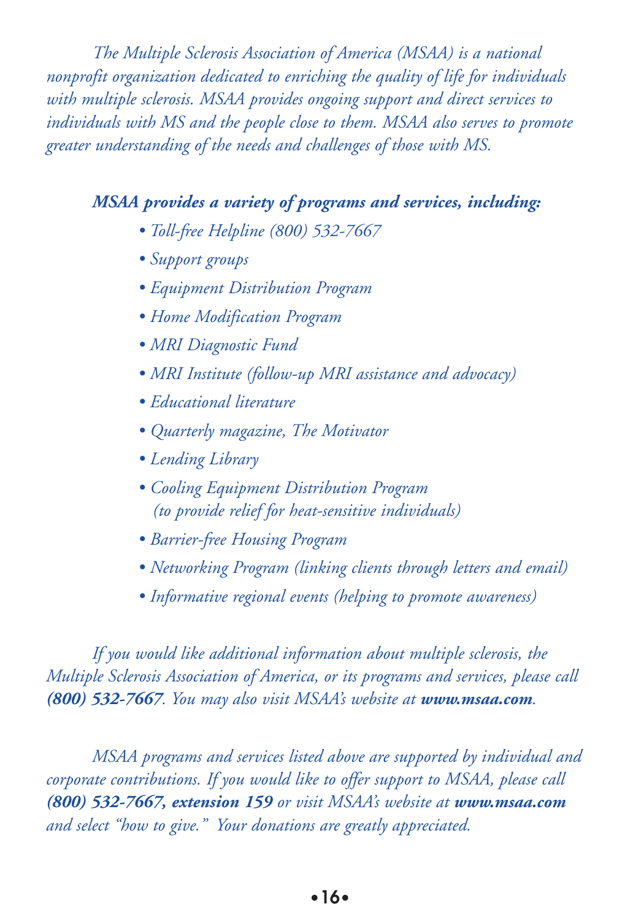*The Multiple Sclerosis Association of America (MSAA) is a national nonprofit organization dedicated to enriching the quality of life for individuals with multiple sclerosis. MSAA provides ongoing support and direct services to individuals with MS and the people close to them. MSAA also serves to promote greater understanding of the needs and challenges of those with MS.*

***MSAA provides a variety of programs and services, including:***

- *Toll-free Helpline (800) 532-7667*
- *Support groups*
- *Equipment Distribution Program*
- *Home Modification Program*
- *MRI Diagnostic Fund*
- *MRI Institute (follow-up MRI assistance and advocacy)*
- *Educational literature*
- *Quarterly magazine, The Motivator*
- *Lending Library*
- *Cooling Equipment Distribution Program (to provide relief for heat-sensitive individuals)*
- *Barrier-free Housing Program*
- *Networking Program (linking clients through letters and email)*
- *Informative regional events (helping to promote awareness)*

*If you would like additional information about multiple sclerosis, the Multiple Sclerosis Association of America, or its programs and services, please call* ***(800) 532-7667****. You may also visit MSAA's website at* ***www.msaa.com****.*

*MSAA programs and services listed above are supported by individual and corporate contributions. If you would like to offer support to MSAA, please call* ***(800) 532-7667, extension 159*** *or visit MSAA's website at* ***www.msaa.com*** *and select "how to give." Your donations are greatly appreciated.*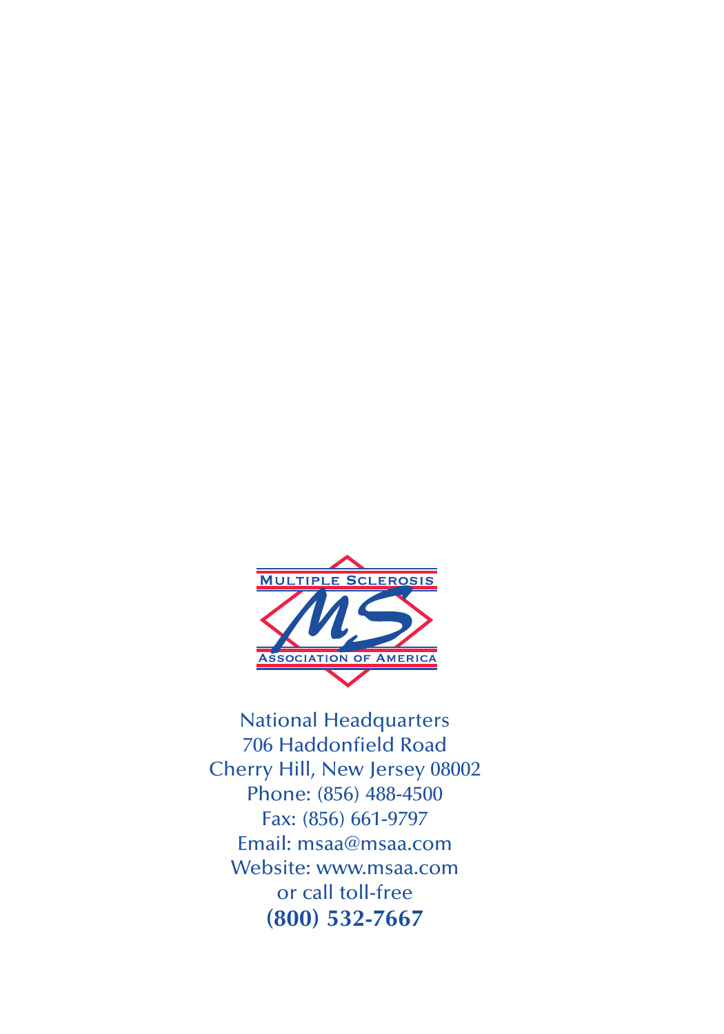MULTIPLE SCLEROSIS

MS

ASSOCIATION OF AMERICA

National Headquarters
706 Haddonfield Road
Cherry Hill, New Jersey 08002
Phone: (856) 488-4500
Fax: (856) 661-9797
Email: msaa@msaa.com
Website: www.msaa.com
or call toll-free
**(800) 532-7667**